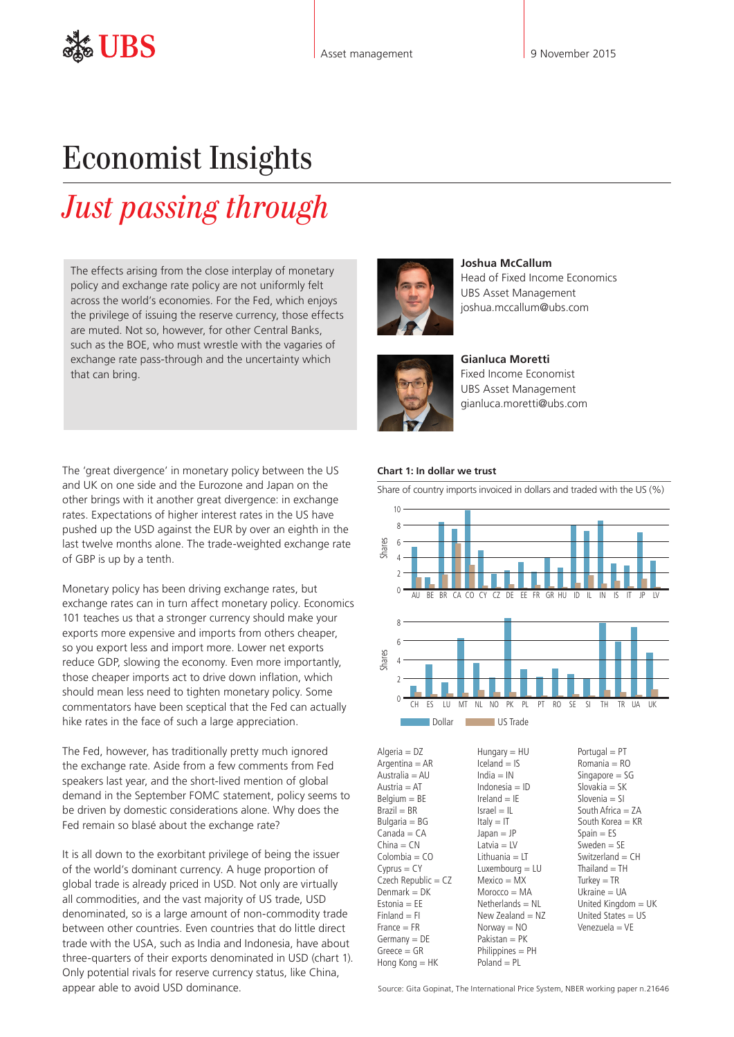# Economist Insights

## *Just passing through*

The effects arising from the close interplay of monetary policy and exchange rate policy are not uniformly felt across the world's economies. For the Fed, which enjoys the privilege of issuing the reserve currency, those effects are muted. Not so, however, for other Central Banks, such as the BOE, who must wrestle with the vagaries of exchange rate pass-through and the uncertainty which that can bring.

**Joshua McCallum**
Head of Fixed Income Economics
UBS Asset Management
joshua.mccallum@ubs.com

**Gianluca Moretti**
Fixed Income Economist
UBS Asset Management
gianluca.moretti@ubs.com

The 'great divergence' in monetary policy between the US and UK on one side and the Eurozone and Japan on the other brings with it another great divergence: in exchange rates. Expectations of higher interest rates in the US have pushed up the USD against the EUR by over an eighth in the last twelve months alone. The trade-weighted exchange rate of GBP is up by a tenth.

Monetary policy has been driving exchange rates, but exchange rates can in turn affect monetary policy. Economics 101 teaches us that a stronger currency should make your exports more expensive and imports from others cheaper, so you export less and import more. Lower net exports reduce GDP, slowing the economy. Even more importantly, those cheaper imports act to drive down inflation, which should mean less need to tighten monetary policy. Some commentators have been sceptical that the Fed can actually hike rates in the face of such a large appreciation.

The Fed, however, has traditionally pretty much ignored the exchange rate. Aside from a few comments from Fed speakers last year, and the short-lived mention of global demand in the September FOMC statement, policy seems to be driven by domestic considerations alone. Why does the Fed remain so blasé about the exchange rate?

It is all down to the exorbitant privilege of being the issuer of the world's dominant currency. A huge proportion of global trade is already priced in USD. Not only are virtually all commodities, and the vast majority of US trade, USD denominated, so is a large amount of non-commodity trade between other countries. Even countries that do little direct trade with the USA, such as India and Indonesia, have about three-quarters of their exports denominated in USD (chart 1). Only potential rivals for reserve currency status, like China, appear able to avoid USD dominance.

**Chart 1: In dollar we trust**

Share of country imports invoiced in dollars and traded with the US (%)

Series: Dollar, US Trade. Y-axis: Shares. Countries (top panel): AU, BE, BR, CA, CO, CY, CZ, DE, EE, FR, GR, HU, ID, IL, IN, IS, IT, JP, LV. Countries (bottom panel): CH, ES, LU, MT, NL, NO, PK, PL, PT, RO, SE, SI, TH, TR, UA, UK.

| | | |
|---|---|---|
| Algeria = DZ | Hungary = HU | Portugal = PT |
| Argentina = AR | Iceland = IS | Romania = RO |
| Australia = AU | India = IN | Singapore = SG |
| Austria = AT | Indonesia = ID | Slovakia = SK |
| Belgium = BE | Ireland = IE | Slovenia = SI |
| Brazil = BR | Israel = IL | South Africa = ZA |
| Bulgaria = BG | Italy = IT | South Korea = KR |
| Canada = CA | Japan = JP | Spain = ES |
| China = CN | Latvia = LV | Sweden = SE |
| Colombia = CO | Lithuania = LT | Switzerland = CH |
| Cyprus = CY | Luxembourg = LU | Thailand = TH |
| Czech Republic = CZ | Mexico = MX | Turkey = TR |
| Denmark = DK | Morocco = MA | Ukraine = UA |
| Estonia = EE | Netherlands = NL | United Kingdom = UK |
| Finland = FI | New Zealand = NZ | United States = US |
| France = FR | Norway = NO | Venezuela = VE |
| Germany = DE | Pakistan = PK | |
| Greece = GR | Philippines = PH | |
| Hong Kong = HK | Poland = PL | |

Source: Gita Gopinat, The International Price System, NBER working paper n.21646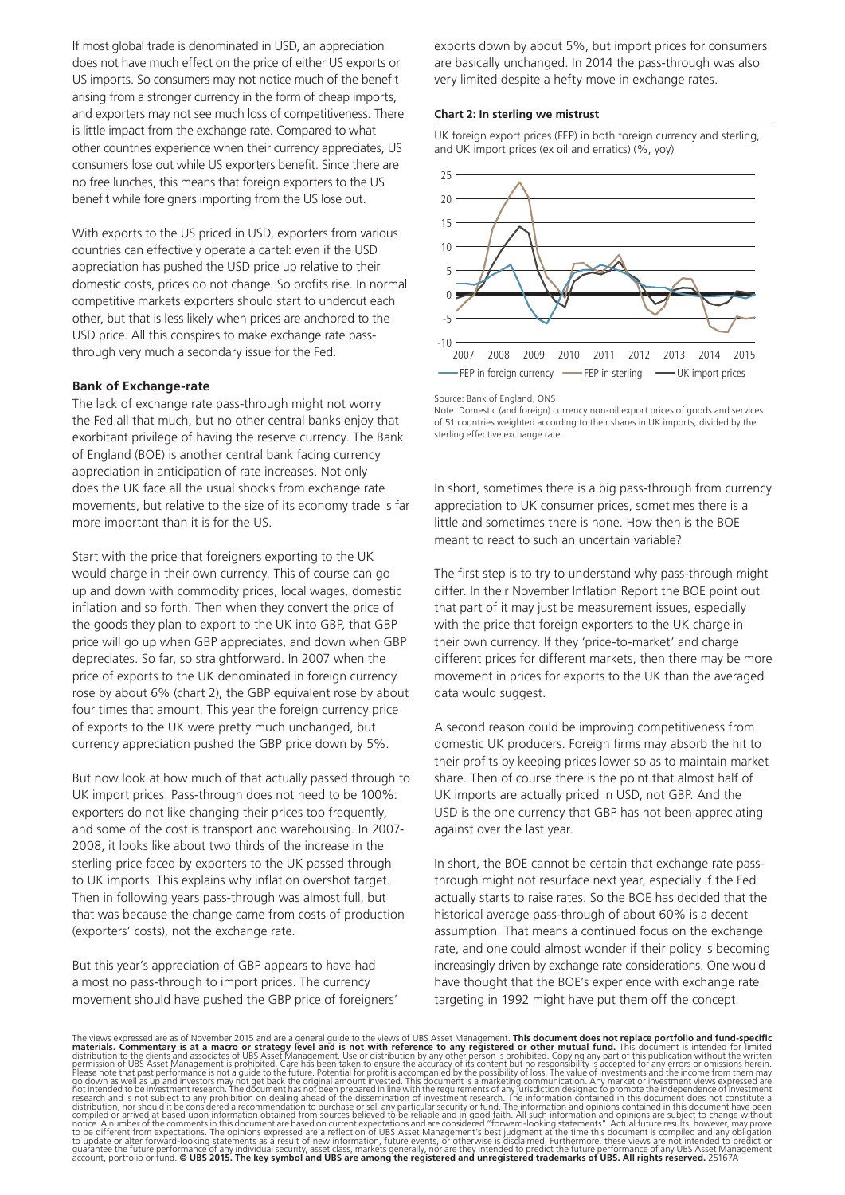If most global trade is denominated in USD, an appreciation does not have much effect on the price of either US exports or US imports. So consumers may not notice much of the benefit arising from a stronger currency in the form of cheap imports, and exporters may not see much loss of competitiveness. There is little impact from the exchange rate. Compared to what other countries experience when their currency appreciates, US consumers lose out while US exporters benefit. Since there are no free lunches, this means that foreign exporters to the US benefit while foreigners importing from the US lose out.

With exports to the US priced in USD, exporters from various countries can effectively operate a cartel: even if the USD appreciation has pushed the USD price up relative to their domestic costs, prices do not change. So profits rise. In normal competitive markets exporters should start to undercut each other, but that is less likely when prices are anchored to the USD price. All this conspires to make exchange rate pass-through very much a secondary issue for the Fed.

**Bank of Exchange-rate**

The lack of exchange rate pass-through might not worry the Fed all that much, but no other central banks enjoy that exorbitant privilege of having the reserve currency. The Bank of England (BOE) is another central bank facing currency appreciation in anticipation of rate increases. Not only does the UK face all the usual shocks from exchange rate movements, but relative to the size of its economy trade is far more important than it is for the US.

Start with the price that foreigners exporting to the UK would charge in their own currency. This of course can go up and down with commodity prices, local wages, domestic inflation and so forth. Then when they convert the price of the goods they plan to export to the UK into GBP, that GBP price will go up when GBP appreciates, and down when GBP depreciates. So far, so straightforward. In 2007 when the price of exports to the UK denominated in foreign currency rose by about 6% (chart 2), the GBP equivalent rose by about four times that amount. This year the foreign currency price of exports to the UK were pretty much unchanged, but currency appreciation pushed the GBP price down by 5%.

But now look at how much of that actually passed through to UK import prices. Pass-through does not need to be 100%: exporters do not like changing their prices too frequently, and some of the cost is transport and warehousing. In 2007-2008, it looks like about two thirds of the increase in the sterling price faced by exporters to the UK passed through to UK imports. This explains why inflation overshot target. Then in following years pass-through was almost full, but that was because the change came from costs of production (exporters' costs), not the exchange rate.

But this year's appreciation of GBP appears to have had almost no pass-through to import prices. The currency movement should have pushed the GBP price of foreigners' exports down by about 5%, but import prices for consumers are basically unchanged. In 2014 the pass-through was also very limited despite a hefty move in exchange rates.

**Chart 2: In sterling we mistrust**

UK foreign export prices (FEP) in both foreign currency and sterling, and UK import prices (ex oil and erratics) (%, yoy)

25
20
15
10
5
0
-5
-10
2007 2008 2009 2010 2011 2012 2013 2014 2015

FEP in foreign currency — FEP in sterling — UK import prices

Source: Bank of England, ONS
Note: Domestic (and foreign) currency non-oil export prices of goods and services of 51 countries weighted according to their shares in UK imports, divided by the sterling effective exchange rate.

In short, sometimes there is a big pass-through from currency appreciation to UK consumer prices, sometimes there is a little and sometimes there is none. How then is the BOE meant to react to such an uncertain variable?

The first step is to try to understand why pass-through might differ. In their November Inflation Report the BOE point out that part of it may just be measurement issues, especially with the price that foreign exporters to the UK charge in their own currency. If they 'price-to-market' and charge different prices for different markets, then there may be more movement in prices for exports to the UK than the averaged data would suggest.

A second reason could be improving competitiveness from domestic UK producers. Foreign firms may absorb the hit to their profits by keeping prices lower so as to maintain market share. Then of course there is the point that almost half of UK imports are actually priced in USD, not GBP. And the USD is the one currency that GBP has not been appreciating against over the last year.

In short, the BOE cannot be certain that exchange rate pass-through might not resurface next year, especially if the Fed actually starts to raise rates. So the BOE has decided that the historical average pass-through of about 60% is a decent assumption. That means a continued focus on the exchange rate, and one could almost wonder if their policy is becoming increasingly driven by exchange rate considerations. One would have thought that the BOE's experience with exchange rate targeting in 1992 might have put them off the concept.

The views expressed are as of November 2015 and are a general guide to the views of UBS Asset Management. **This document does not replace portfolio and fund-specific materials. Commentary is at a macro or strategy level and is not with reference to any registered or other mutual fund.** This document is intended for limited distribution to the clients and associates of UBS Asset Management. Use or distribution by any other person is prohibited. Copying any part of this publication without the written permission of UBS Asset Management is prohibited. Care has been taken to ensure the accuracy of its content but no responsibility is accepted for any errors or omissions herein. Please note that past performance is not a guide to the future. Potential for profit is accompanied by the possibility of loss. The value of investments and the income from them may go down as well as up and investors may not get back the original amount invested. This document is a marketing communication. Any market or investment views expressed are not intended to be investment research. The document has not been prepared in line with the requirements of any jurisdiction designed to promote the independence of investment research and is not subject to any prohibition on dealing ahead of the dissemination of investment research. The information contained in this document does not constitute a distribution, nor should it be considered a recommendation to purchase or sell any particular security or fund. The information and opinions contained in this document have been compiled or arrived at based upon information obtained from sources believed to be reliable and in good faith. All such information and opinions are subject to change without notice. A number of the comments in this document are based on current expectations and are considered "forward-looking statements". Actual future results, however, may prove to be different from expectations. The opinions expressed are a reflection of UBS Asset Management's best judgment at the time this document is compiled and any obligation to update or alter forward-looking statements as a result of new information, future events, or otherwise is disclaimed. Furthermore, these views are not intended to predict or guarantee the future performance of any individual security, asset class, markets generally, nor are they intended to predict the future performance of any UBS Asset Management account, portfolio or fund. **© UBS 2015. The key symbol and UBS are among the registered and unregistered trademarks of UBS. All rights reserved.** 25167A